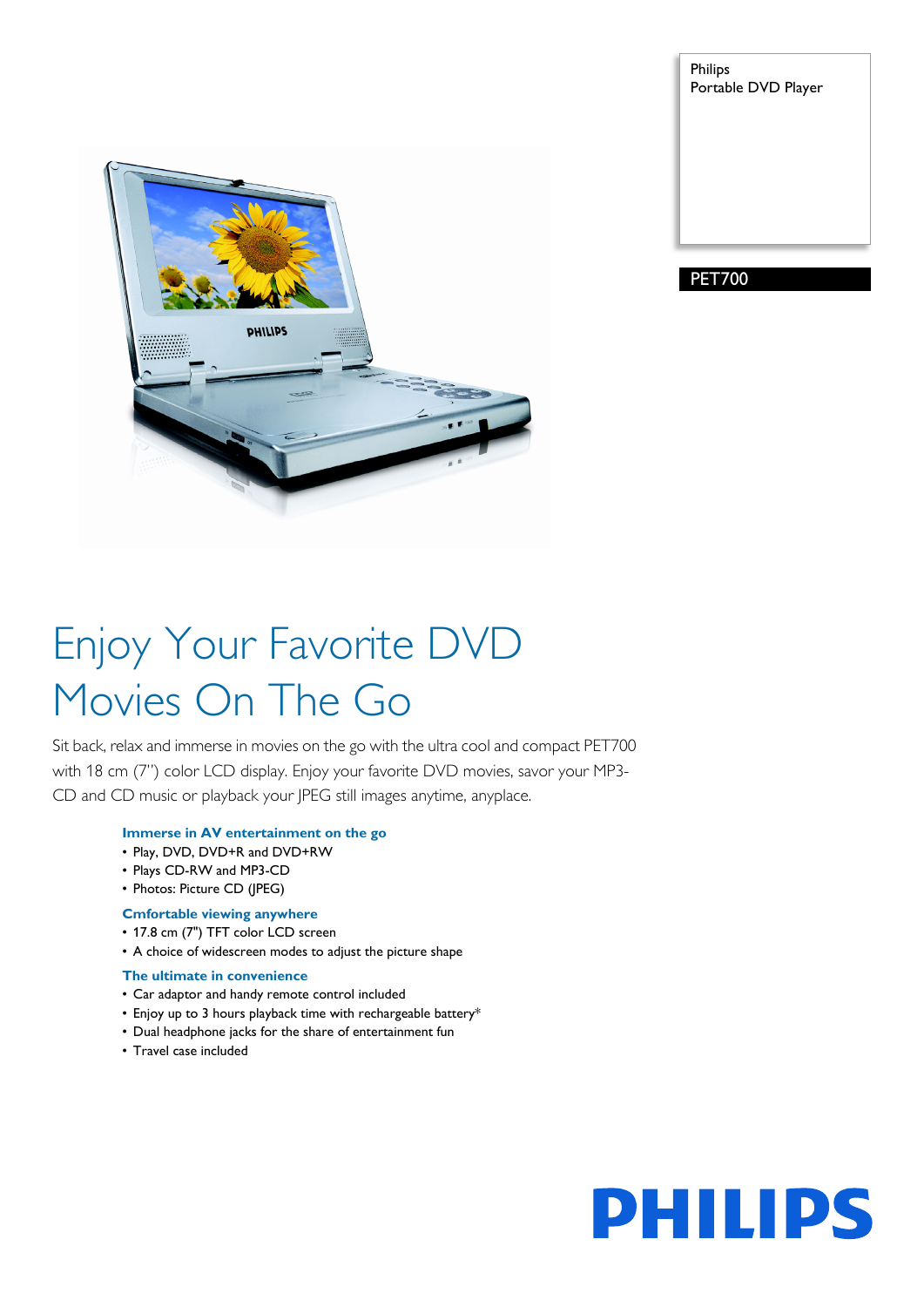Philips
Portable DVD Player

PET700

# Enjoy Your Favorite DVD Movies On The Go

Sit back, relax and immerse in movies on the go with the ultra cool and compact PET700 with 18 cm (7") color LCD display. Enjoy your favorite DVD movies, savor your MP3-CD and CD music or playback your JPEG still images anytime, anyplace.

### Immerse in AV entertainment on the go

- Play, DVD, DVD+R and DVD+RW
- Plays CD-RW and MP3-CD
- Photos: Picture CD (JPEG)

### Cmfortable viewing anywhere

- 17.8 cm (7") TFT color LCD screen
- A choice of widescreen modes to adjust the picture shape

### The ultimate in convenience

- Car adaptor and handy remote control included
- Enjoy up to 3 hours playback time with rechargeable battery*
- Dual headphone jacks for the share of entertainment fun
- Travel case included

PHILIPS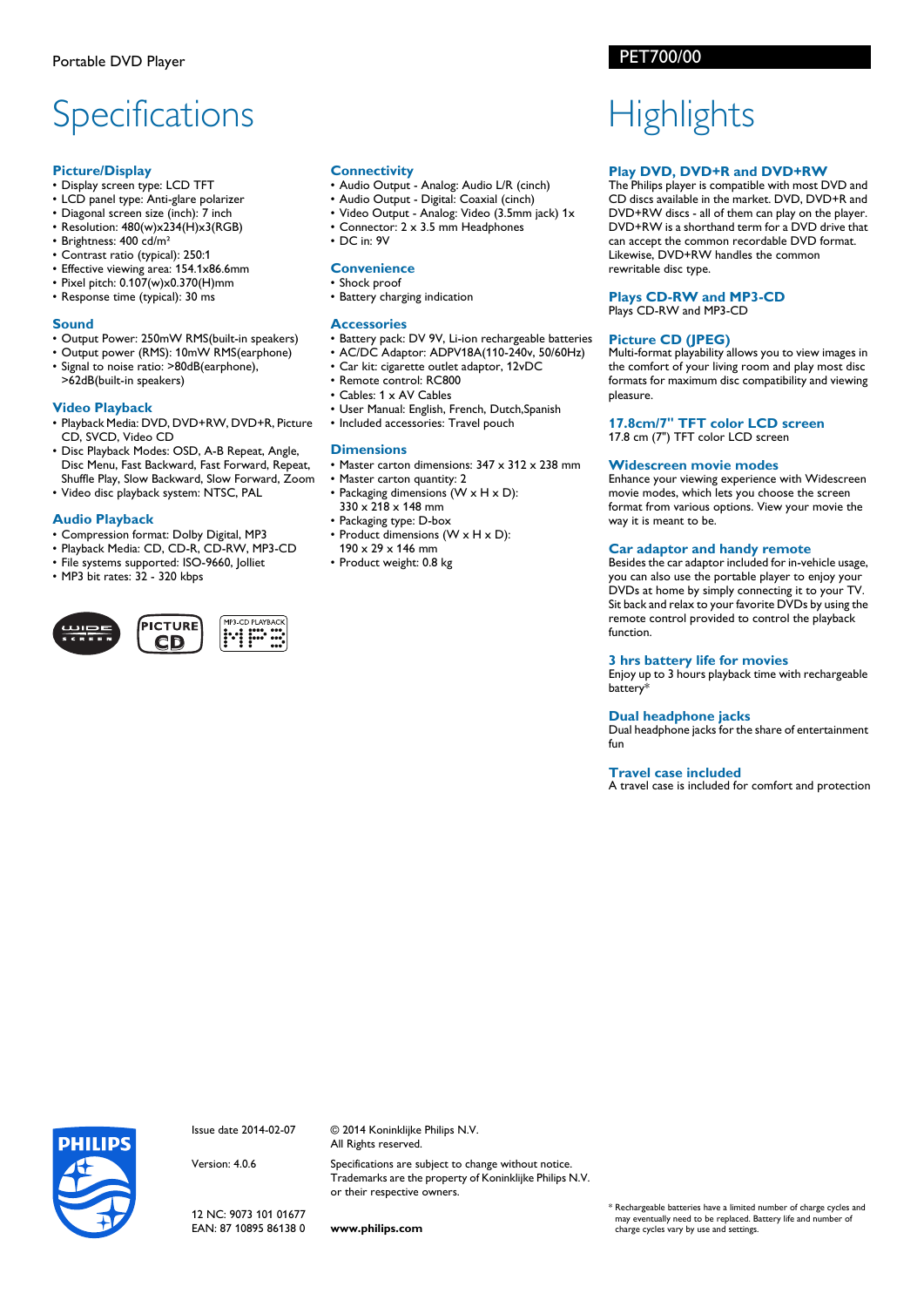Portable DVD Player

PET700/00

# Specifications

### Picture/Display

- Display screen type: LCD TFT
- LCD panel type: Anti-glare polarizer
- Diagonal screen size (inch): 7 inch
- Resolution: 480(w)x234(H)x3(RGB)
- Brightness: 400 cd/m²
- Contrast ratio (typical): 250:1
- Effective viewing area: 154.1x86.6mm
- Pixel pitch: 0.107(w)x0.370(H)mm
- Response time (typical): 30 ms

### Sound

- Output Power: 250mW RMS(built-in speakers)
- Output power (RMS): 10mW RMS(earphone)
- Signal to noise ratio: >80dB(earphone), >62dB(built-in speakers)

### Video Playback

- Playback Media: DVD, DVD+RW, DVD+R, Picture CD, SVCD, Video CD
- Disc Playback Modes: OSD, A-B Repeat, Angle, Disc Menu, Fast Backward, Fast Forward, Repeat, Shuffle Play, Slow Backward, Slow Forward, Zoom
- Video disc playback system: NTSC, PAL

### Audio Playback

- Compression format: Dolby Digital, MP3
- Playback Media: CD, CD-R, CD-RW, MP3-CD
- File systems supported: ISO-9660, Jolliet
- MP3 bit rates: 32 - 320 kbps

### Connectivity

- Audio Output - Analog: Audio L/R (cinch)
- Audio Output - Digital: Coaxial (cinch)
- Video Output - Analog: Video (3.5mm jack) 1x
- Connector: 2 x 3.5 mm Headphones
- DC in: 9V

### Convenience

- Shock proof
- Battery charging indication

### Accessories

- Battery pack: DV 9V, Li-ion rechargeable batteries
- AC/DC Adaptor: ADPV18A(110-240v, 50/60Hz)
- Car kit: cigarette outlet adaptor, 12vDC
- Remote control: RC800
- Cables: 1 x AV Cables
- User Manual: English, French, Dutch,Spanish
- Included accessories: Travel pouch

### Dimensions

- Master carton dimensions: 347 x 312 x 238 mm
- Master carton quantity: 2
- Packaging dimensions (W x H x D): 330 x 218 x 148 mm
- Packaging type: D-box
- Product dimensions (W x H x D): 190 x 29 x 146 mm
- Product weight: 0.8 kg

# Highlights

### Play DVD, DVD+R and DVD+RW

The Philips player is compatible with most DVD and CD discs available in the market. DVD, DVD+R and DVD+RW discs - all of them can play on the player. DVD+RW is a shorthand term for a DVD drive that can accept the common recordable DVD format. Likewise, DVD+RW handles the common rewritable disc type.

### Plays CD-RW and MP3-CD

Plays CD-RW and MP3-CD

### Picture CD (JPEG)

Multi-format playability allows you to view images in the comfort of your living room and play most disc formats for maximum disc compatibility and viewing pleasure.

### 17.8cm/7" TFT color LCD screen

17.8 cm (7") TFT color LCD screen

### Widescreen movie modes

Enhance your viewing experience with Widescreen movie modes, which lets you choose the screen format from various options. View your movie the way it is meant to be.

### Car adaptor and handy remote

Besides the car adaptor included for in-vehicle usage, you can also use the portable player to enjoy your DVDs at home by simply connecting it to your TV. Sit back and relax to your favorite DVDs by using the remote control provided to control the playback function.

### 3 hrs battery life for movies

Enjoy up to 3 hours playback time with rechargeable battery*

### Dual headphone jacks

Dual headphone jacks for the share of entertainment fun

### Travel case included

A travel case is included for comfort and protection

Issue date 2014-02-07

Version: 4.0.6

12 NC: 9073 101 01677
EAN: 87 10895 86138 0

© 2014 Koninklijke Philips N.V.
All Rights reserved.

Specifications are subject to change without notice. Trademarks are the property of Koninklijke Philips N.V. or their respective owners.

www.philips.com

* Rechargeable batteries have a limited number of charge cycles and may eventually need to be replaced. Battery life and number of charge cycles vary by use and settings.